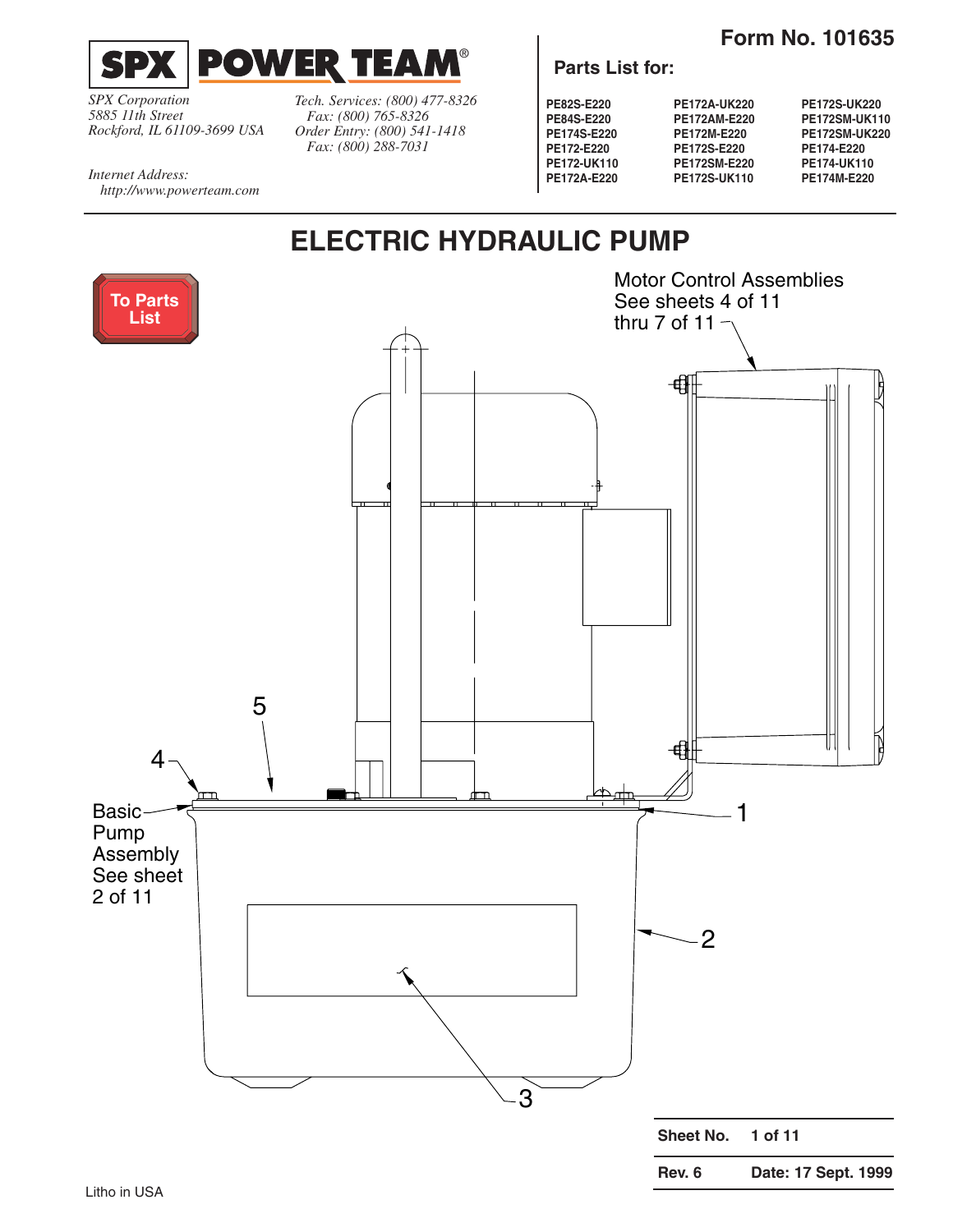**Form No. 101635**

SPX POWER TEAM®

*SPX Corporation*
*5885 11th Street*
*Rockford, IL 61109-3699 USA*

*Tech. Services: (800) 477-8326*
*Fax: (800) 765-8326*
*Order Entry: (800) 541-1418*
*Fax: (800) 288-7031*

*Internet Address:*
*http://www.powerteam.com*

## Parts List for:

| | | |
|---|---|---|
| PE82S-E220 | PE172A-UK220 | PE172S-UK220 |
| PE84S-E220 | PE172AM-E220 | PE172SM-UK110 |
| PE174S-E220 | PE172M-E220 | PE172SM-UK220 |
| PE172-E220 | PE172S-E220 | PE174-E220 |
| PE172-UK110 | PE172SM-E220 | PE174-UK110 |
| PE172A-E220 | PE172S-UK110 | PE174M-E220 |

# ELECTRIC HYDRAULIC PUMP

To Parts List

Motor Control Assemblies
See sheets 4 of 11
thru 7 of 11

Basic Pump Assembly
See sheet 2 of 11

5
4
1
2
3

| | |
|---|---|
| **Sheet No.** | **1 of 11** |
| **Rev. 6** | **Date: 17 Sept. 1999** |

Litho in USA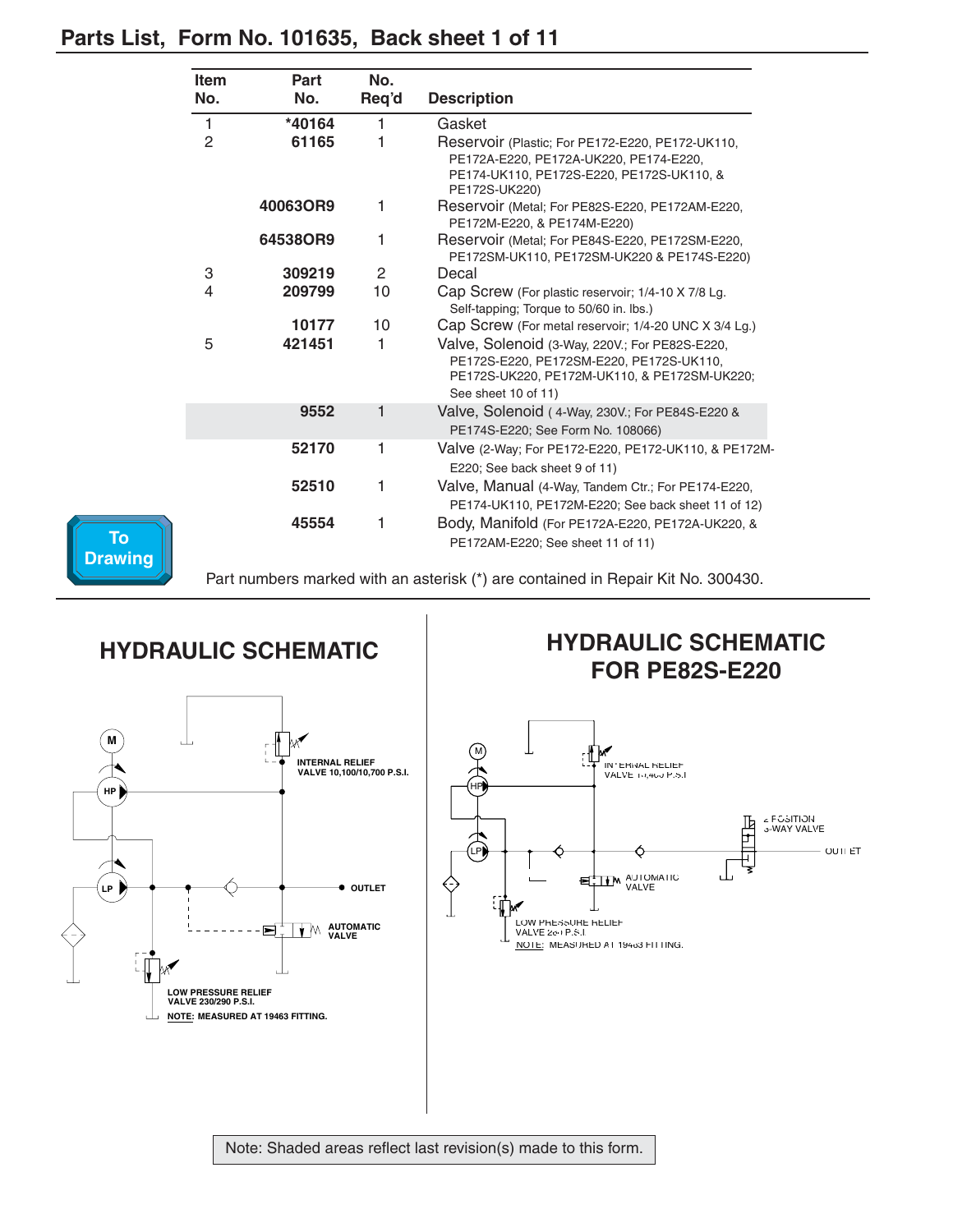## Parts List, Form No. 101635, Back sheet 1 of 11

| Item No. | Part No. | No. Req'd | Description |
|---|---|---|---|
| 1 | *40164 | 1 | Gasket |
| 2 | 61165 | 1 | Reservoir (Plastic; For PE172-E220, PE172-UK110, PE172A-E220, PE172A-UK220, PE174-E220, PE174-UK110, PE172S-E220, PE172S-UK110, & PE172S-UK220) |
| | 40063OR9 | 1 | Reservoir (Metal; For PE82S-E220, PE172AM-E220, PE172M-E220, & PE174M-E220) |
| | 64538OR9 | 1 | Reservoir (Metal; For PE84S-E220, PE172SM-E220, PE172SM-UK110, PE172SM-UK220 & PE174S-E220) |
| 3 | 309219 | 2 | Decal |
| 4 | 209799 | 10 | Cap Screw (For plastic reservoir; 1/4-10 X 7/8 Lg. Self-tapping; Torque to 50/60 in. lbs.) |
| | 10177 | 10 | Cap Screw (For metal reservoir; 1/4-20 UNC X 3/4 Lg.) |
| 5 | 421451 | 1 | Valve, Solenoid (3-Way, 220V.; For PE82S-E220, PE172S-E220, PE172SM-E220, PE172S-UK110, PE172S-UK220, PE172M-UK110, & PE172SM-UK220; See sheet 10 of 11) |
| | 9552 | 1 | Valve, Solenoid ( 4-Way, 230V.; For PE84S-E220 & PE174S-E220; See Form No. 108066) |
| | 52170 | 1 | Valve (2-Way; For PE172-E220, PE172-UK110, & PE172M-E220; See back sheet 9 of 11) |
| | 52510 | 1 | Valve, Manual (4-Way, Tandem Ctr.; For PE174-E220, PE174-UK110, PE172M-E220; See back sheet 11 of 12) |
| | 45554 | 1 | Body, Manifold (For PE172A-E220, PE172A-UK220, & PE172AM-E220; See sheet 11 of 11) |

Part numbers marked with an asterisk (*) are contained in Repair Kit No. 300430.

To Drawing

## HYDRAULIC SCHEMATIC

M, HP, LP

INTERNAL RELIEF VALVE 10,100/10,700 P.S.I.

OUTLET

AUTOMATIC VALVE

LOW PRESSURE RELIEF VALVE 230/290 P.S.I.

NOTE: MEASURED AT 19463 FITTING.

## HYDRAULIC SCHEMATIC FOR PE82S-E220

M, HP, LP

INTERNAL RELIEF VALVE 1?,400 P.S.I.

2 POSITION 3-WAY VALVE

OUTLET

AUTOMATIC VALVE

LOW PRESSURE RELIEF VALVE 2??P.S.I.

NOTE: MEASURED AT 19463 FITTING.

Note: Shaded areas reflect last revision(s) made to this form.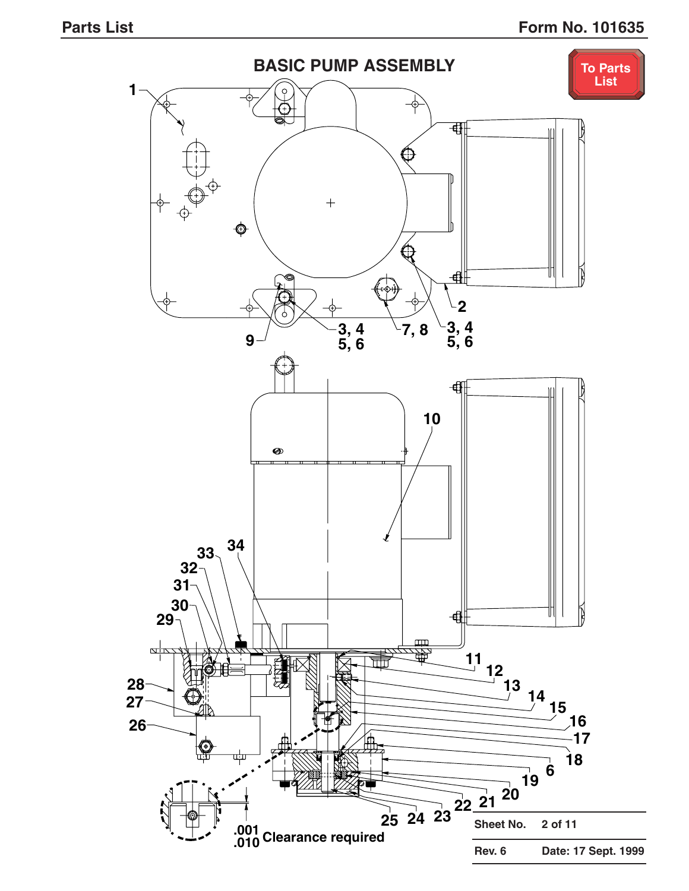## BASIC PUMP ASSEMBLY

To Parts List

1

2

3, 4
5, 6

7, 8

3, 4
5, 6

9

10

11

12

13

14

15

16

17

18

6

19

20

21

22

23

24

25

26

27

28

29

30

31

32

33

34

.001
.010 Clearance required

| Sheet No. | 2 of 11 |
|---|---|
| Rev. 6 | Date: 17 Sept. 1999 |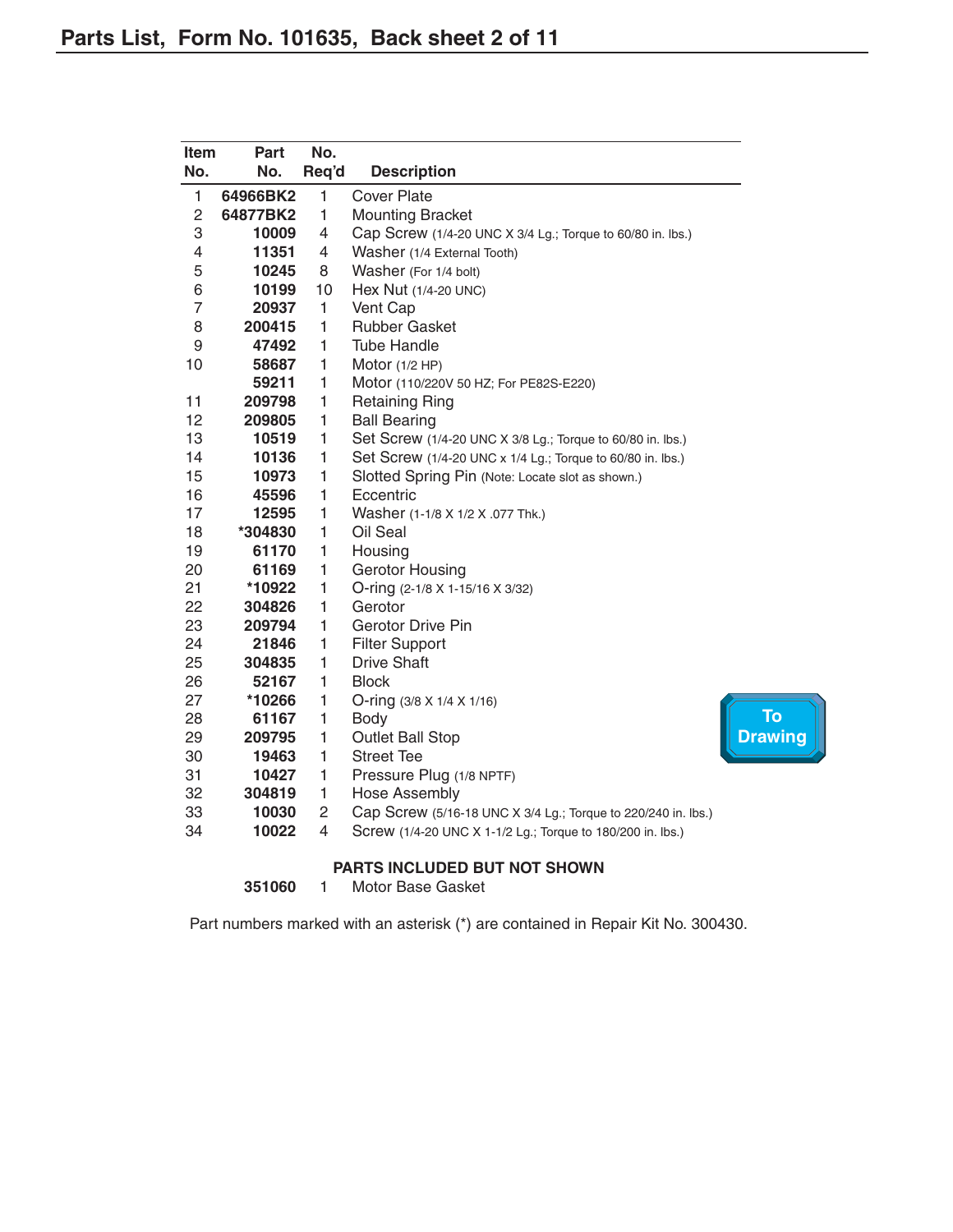## Parts List, Form No. 101635, Back sheet 2 of 11

| Item No. | Part No. | No. Req'd | Description |
|---|---|---|---|
| 1 | **64966BK2** | 1 | Cover Plate |
| 2 | **64877BK2** | 1 | Mounting Bracket |
| 3 | **10009** | 4 | Cap Screw (1/4-20 UNC X 3/4 Lg.; Torque to 60/80 in. lbs.) |
| 4 | **11351** | 4 | Washer (1/4 External Tooth) |
| 5 | **10245** | 8 | Washer (For 1/4 bolt) |
| 6 | **10199** | 10 | Hex Nut (1/4-20 UNC) |
| 7 | **20937** | 1 | Vent Cap |
| 8 | **200415** | 1 | Rubber Gasket |
| 9 | **47492** | 1 | Tube Handle |
| 10 | **58687** | 1 | Motor (1/2 HP) |
| | **59211** | 1 | Motor (110/220V 50 HZ; For PE82S-E220) |
| 11 | **209798** | 1 | Retaining Ring |
| 12 | **209805** | 1 | Ball Bearing |
| 13 | **10519** | 1 | Set Screw (1/4-20 UNC X 3/8 Lg.; Torque to 60/80 in. lbs.) |
| 14 | **10136** | 1 | Set Screw (1/4-20 UNC x 1/4 Lg.; Torque to 60/80 in. lbs.) |
| 15 | **10973** | 1 | Slotted Spring Pin (Note: Locate slot as shown.) |
| 16 | **45596** | 1 | Eccentric |
| 17 | **12595** | 1 | Washer (1-1/8 X 1/2 X .077 Thk.) |
| 18 | ***304830** | 1 | Oil Seal |
| 19 | **61170** | 1 | Housing |
| 20 | **61169** | 1 | Gerotor Housing |
| 21 | ***10922** | 1 | O-ring (2-1/8 X 1-15/16 X 3/32) |
| 22 | **304826** | 1 | Gerotor |
| 23 | **209794** | 1 | Gerotor Drive Pin |
| 24 | **21846** | 1 | Filter Support |
| 25 | **304835** | 1 | Drive Shaft |
| 26 | **52167** | 1 | Block |
| 27 | ***10266** | 1 | O-ring (3/8 X 1/4 X 1/16) |
| 28 | **61167** | 1 | Body |
| 29 | **209795** | 1 | Outlet Ball Stop |
| 30 | **19463** | 1 | Street Tee |
| 31 | **10427** | 1 | Pressure Plug (1/8 NPTF) |
| 32 | **304819** | 1 | Hose Assembly |
| 33 | **10030** | 2 | Cap Screw (5/16-18 UNC X 3/4 Lg.; Torque to 220/240 in. lbs.) |
| 34 | **10022** | 4 | Screw (1/4-20 UNC X 1-1/2 Lg.; Torque to 180/200 in. lbs.) |

**PARTS INCLUDED BUT NOT SHOWN**

| Item No. | Part No. | No. Req'd | Description |
|---|---|---|---|
| | **351060** | 1 | Motor Base Gasket |

Part numbers marked with an asterisk (*) are contained in Repair Kit No. 300430.

To Drawing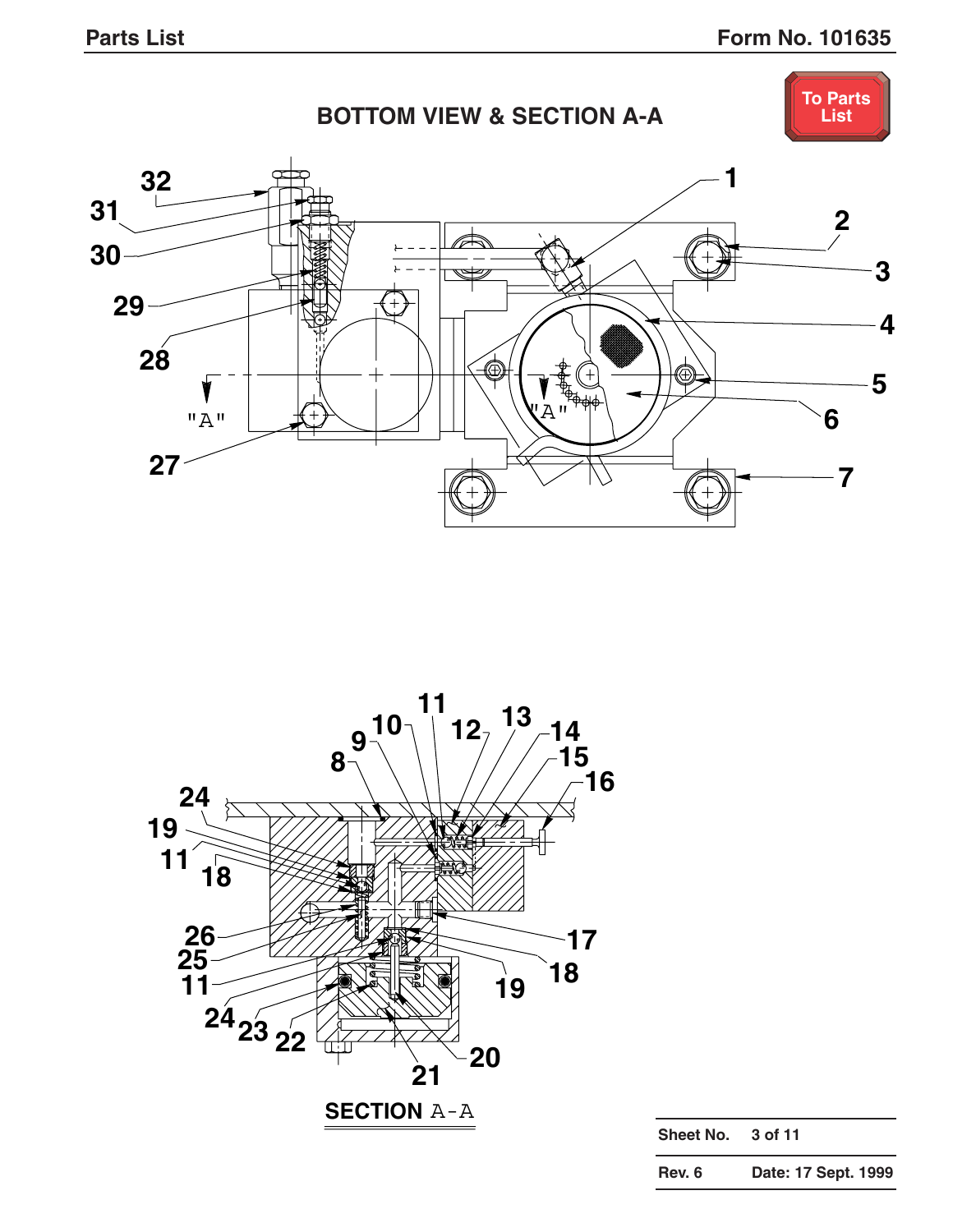## BOTTOM VIEW & SECTION A-A

To Parts List

SECTION A-A

| Sheet No. | 3 of 11 |
|---|---|
| Rev. 6 | Date: 17 Sept. 1999 |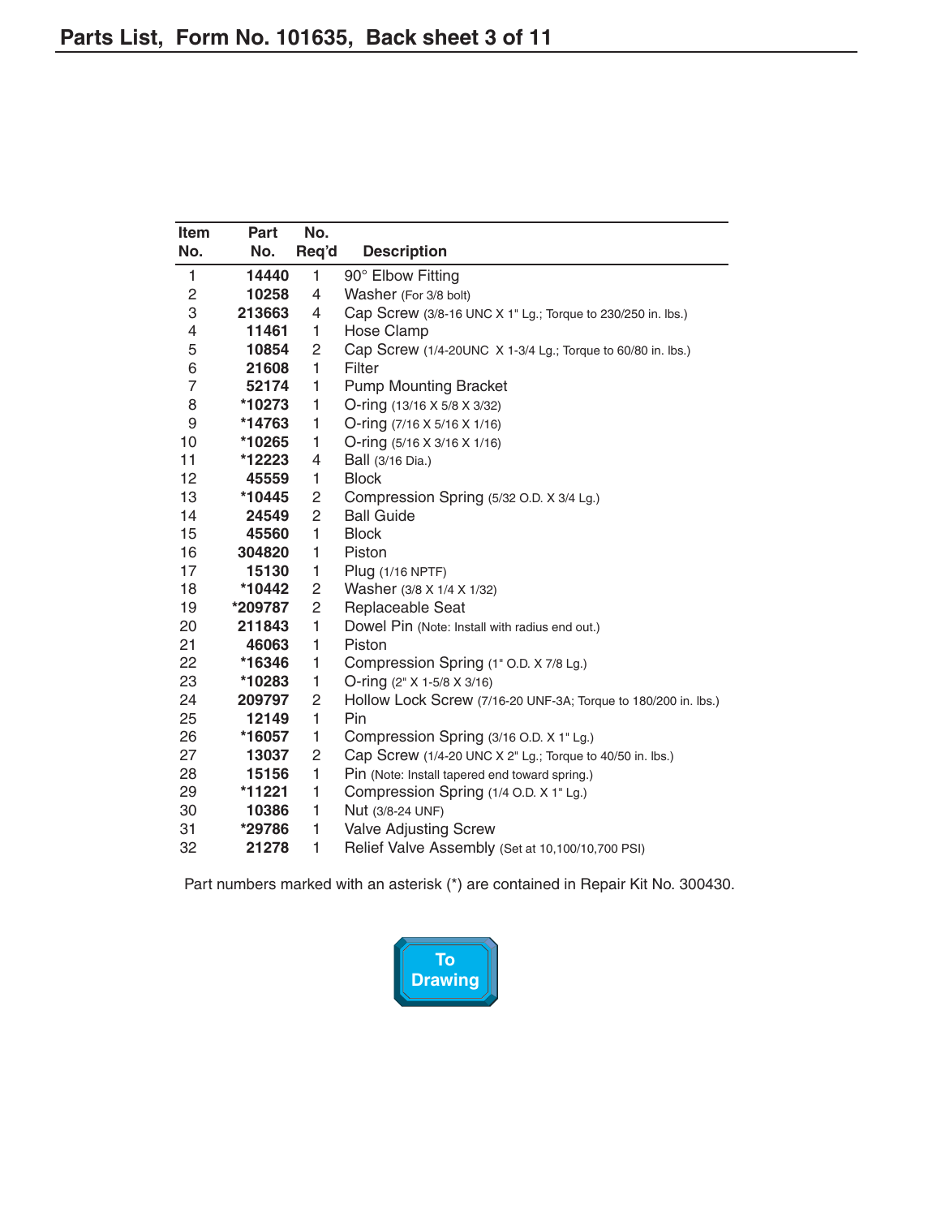# Parts List, Form No. 101635, Back sheet 3 of 11

| Item No. | Part No. | No. Req'd | Description |
|---|---|---|---|
| 1 | **14440** | 1 | 90° Elbow Fitting |
| 2 | **10258** | 4 | Washer (For 3/8 bolt) |
| 3 | **213663** | 4 | Cap Screw (3/8-16 UNC X 1" Lg.; Torque to 230/250 in. lbs.) |
| 4 | **11461** | 1 | Hose Clamp |
| 5 | **10854** | 2 | Cap Screw (1/4-20UNC X 1-3/4 Lg.; Torque to 60/80 in. lbs.) |
| 6 | **21608** | 1 | Filter |
| 7 | **52174** | 1 | Pump Mounting Bracket |
| 8 | ***10273** | 1 | O-ring (13/16 X 5/8 X 3/32) |
| 9 | ***14763** | 1 | O-ring (7/16 X 5/16 X 1/16) |
| 10 | ***10265** | 1 | O-ring (5/16 X 3/16 X 1/16) |
| 11 | ***12223** | 4 | Ball (3/16 Dia.) |
| 12 | **45559** | 1 | Block |
| 13 | ***10445** | 2 | Compression Spring (5/32 O.D. X 3/4 Lg.) |
| 14 | **24549** | 2 | Ball Guide |
| 15 | **45560** | 1 | Block |
| 16 | **304820** | 1 | Piston |
| 17 | **15130** | 1 | Plug (1/16 NPTF) |
| 18 | ***10442** | 2 | Washer (3/8 X 1/4 X 1/32) |
| 19 | ***209787** | 2 | Replaceable Seat |
| 20 | **211843** | 1 | Dowel Pin (Note: Install with radius end out.) |
| 21 | **46063** | 1 | Piston |
| 22 | ***16346** | 1 | Compression Spring (1" O.D. X 7/8 Lg.) |
| 23 | ***10283** | 1 | O-ring (2" X 1-5/8 X 3/16) |
| 24 | **209797** | 2 | Hollow Lock Screw (7/16-20 UNF-3A; Torque to 180/200 in. lbs.) |
| 25 | **12149** | 1 | Pin |
| 26 | ***16057** | 1 | Compression Spring (3/16 O.D. X 1" Lg.) |
| 27 | **13037** | 2 | Cap Screw (1/4-20 UNC X 2" Lg.; Torque to 40/50 in. lbs.) |
| 28 | **15156** | 1 | Pin (Note: Install tapered end toward spring.) |
| 29 | ***11221** | 1 | Compression Spring (1/4 O.D. X 1" Lg.) |
| 30 | **10386** | 1 | Nut (3/8-24 UNF) |
| 31 | ***29786** | 1 | Valve Adjusting Screw |
| 32 | **21278** | 1 | Relief Valve Assembly (Set at 10,100/10,700 PSI) |

Part numbers marked with an asterisk (*) are contained in Repair Kit No. 300430.

To Drawing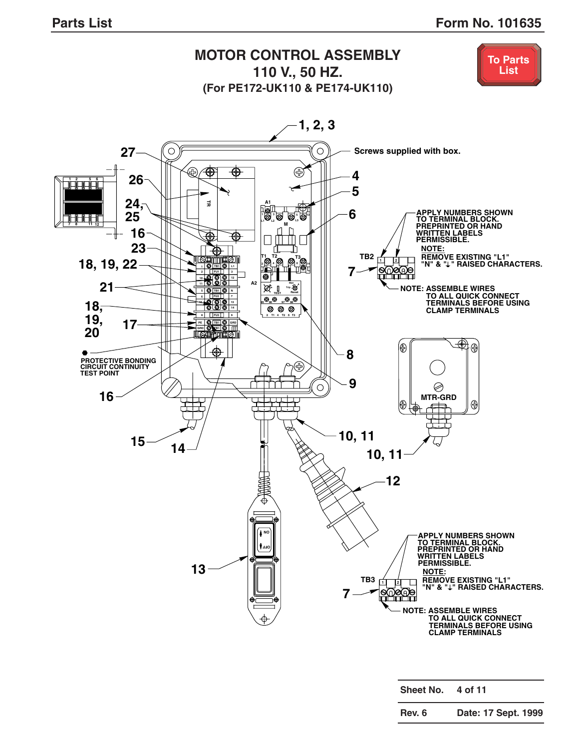# MOTOR CONTROL ASSEMBLY
## 110 V., 50 HZ.
### (For PE172-UK110 & PE174-UK110)

To Parts List

1, 2, 3

Screws supplied with box.

27

26

24, 25

16

23

18, 19, 22

21

18, 19, 20

17

4

5

6

7

8

9

TB2

APPLY NUMBERS SHOWN TO TERMINAL BLOCK. PREPRINTED OR HAND WRITTEN LABELS PERMISSIBLE.

NOTE: REMOVE EXISTING "L1" "N" & "⏚" RAISED CHARACTERS.

NOTE: ASSEMBLE WIRES TO ALL QUICK CONNECT TERMINALS BEFORE USING CLAMP TERMINALS

PROTECTIVE BONDING CIRCUIT CONTINUITY TEST POINT

16

15

14

10, 11

10, 11

MTR-GRD

12

13

TB3

7

APPLY NUMBERS SHOWN TO TERMINAL BLOCK. PREPRINTED OR HAND WRITTEN LABELS PERMISSIBLE.

NOTE: REMOVE EXISTING "L1" "N" & "⏚" RAISED CHARACTERS.

NOTE: ASSEMBLE WIRES TO ALL QUICK CONNECT TERMINALS BEFORE USING CLAMP TERMINALS

| Sheet No. | 4 of 11 |
|---|---|
| Rev. 6 | Date: 17 Sept. 1999 |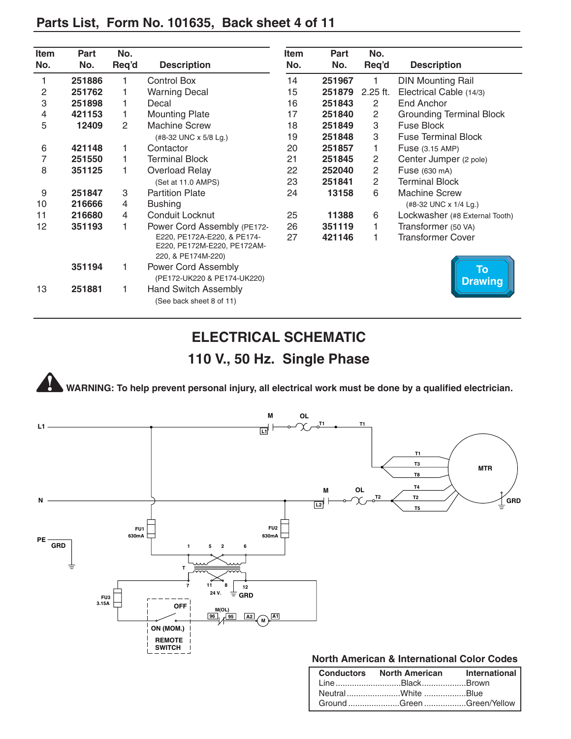## Parts List, Form No. 101635, Back sheet 4 of 11

| Item No. | Part No. | No. Req'd | Description |
|---|---|---|---|
| 1 | **251886** | 1 | Control Box |
| 2 | **251762** | 1 | Warning Decal |
| 3 | **251898** | 1 | Decal |
| 4 | **421153** | 1 | Mounting Plate |
| 5 | **12409** | 2 | Machine Screw (#8-32 UNC x 5/8 Lg.) |
| 6 | **421148** | 1 | Contactor |
| 7 | **251550** | 1 | Terminal Block |
| 8 | **351125** | 1 | Overload Relay (Set at 11.0 AMPS) |
| 9 | **251847** | 3 | Partition Plate |
| 10 | **216666** | 4 | Bushing |
| 11 | **216680** | 4 | Conduit Locknut |
| 12 | **351193** | 1 | Power Cord Assembly (PE172-E220, PE172A-E220, & PE174-E220, PE172M-E220, PE172AM-220, & PE174M-220) |
| | **351194** | 1 | Power Cord Assembly (PE172-UK220 & PE174-UK220) |
| 13 | **251881** | 1 | Hand Switch Assembly (See back sheet 8 of 11) |
| 14 | **251967** | 1 | DIN Mounting Rail |
| 15 | **251879** | 2.25 ft. | Electrical Cable (14/3) |
| 16 | **251843** | 2 | End Anchor |
| 17 | **251840** | 2 | Grounding Terminal Block |
| 18 | **251849** | 3 | Fuse Block |
| 19 | **251848** | 3 | Fuse Terminal Block |
| 20 | **251857** | 1 | Fuse (3.15 AMP) |
| 21 | **251845** | 2 | Center Jumper (2 pole) |
| 22 | **252040** | 2 | Fuse (630 mA) |
| 23 | **251841** | 2 | Terminal Block |
| 24 | **13158** | 6 | Machine Screw (#8-32 UNC x 1/4 Lg.) |
| 25 | **11388** | 6 | Lockwasher (#8 External Tooth) |
| 26 | **351119** | 1 | Transformer (50 VA) |
| 27 | **421146** | 1 | Transformer Cover |

To Drawing

## ELECTRICAL SCHEMATIC
## 110 V., 50 Hz. Single Phase

**WARNING: To help prevent personal injury, all electrical work must be done by a qualified electrician.**

L1, N, PE GRD, M, OL, T1, T2, L1, L2, MTR, T1, T3, T8, T4, T2, T5, GRD, FU1 630mA, FU2 630mA, 1, 5, 2, 6, T, 7, 11, 8, 12, 24 V., GRD, FU3 3.15A, OFF, ON (MOM.), REMOTE SWITCH, M(OL), 96, 95, A2, M, A1

### North American & International Color Codes

| Conductors | North American | International |
|---|---|---|
| Line | Black | Brown |
| Neutral | White | Blue |
| Ground | Green | Green/Yellow |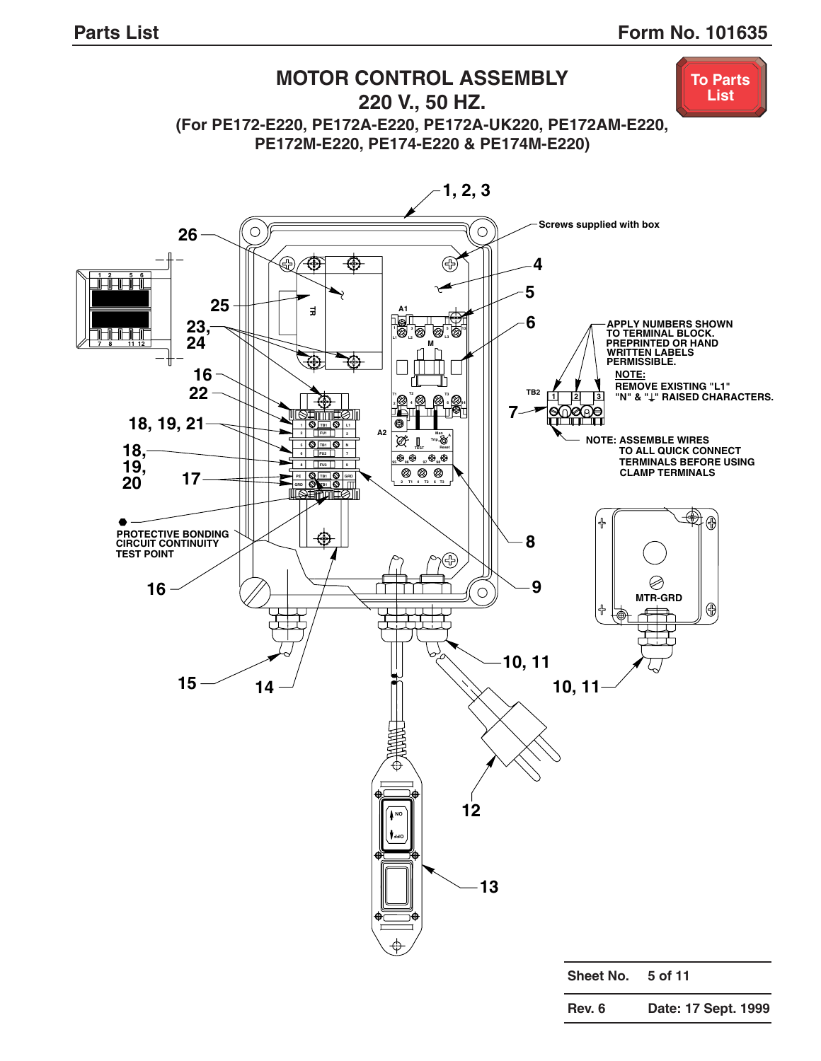# MOTOR CONTROL ASSEMBLY
## 220 V., 50 HZ.
### (For PE172-E220, PE172A-E220, PE172A-UK220, PE172AM-E220, PE172M-E220, PE174-E220 & PE174M-E220)

To Parts List

1, 2, 3

Screws supplied with box

26

4

5

25

6

23, 24

16

22

18, 19, 21

18, 19, 20

17

7

APPLY NUMBERS SHOWN TO TERMINAL BLOCK. PREPRINTED OR HAND WRITTEN LABELS PERMISSIBLE.

**NOTE:** REMOVE EXISTING "L1" "N" & "⏚" RAISED CHARACTERS.

NOTE: ASSEMBLE WIRES TO ALL QUICK CONNECT TERMINALS BEFORE USING CLAMP TERMINALS

PROTECTIVE BONDING CIRCUIT CONTINUITY TEST POINT

8

16

9

MTR-GRD

10, 11

15

14

10, 11

12

13

| Sheet No. | 5 of 11 |
|---|---|
| Rev. 6 | Date: 17 Sept. 1999 |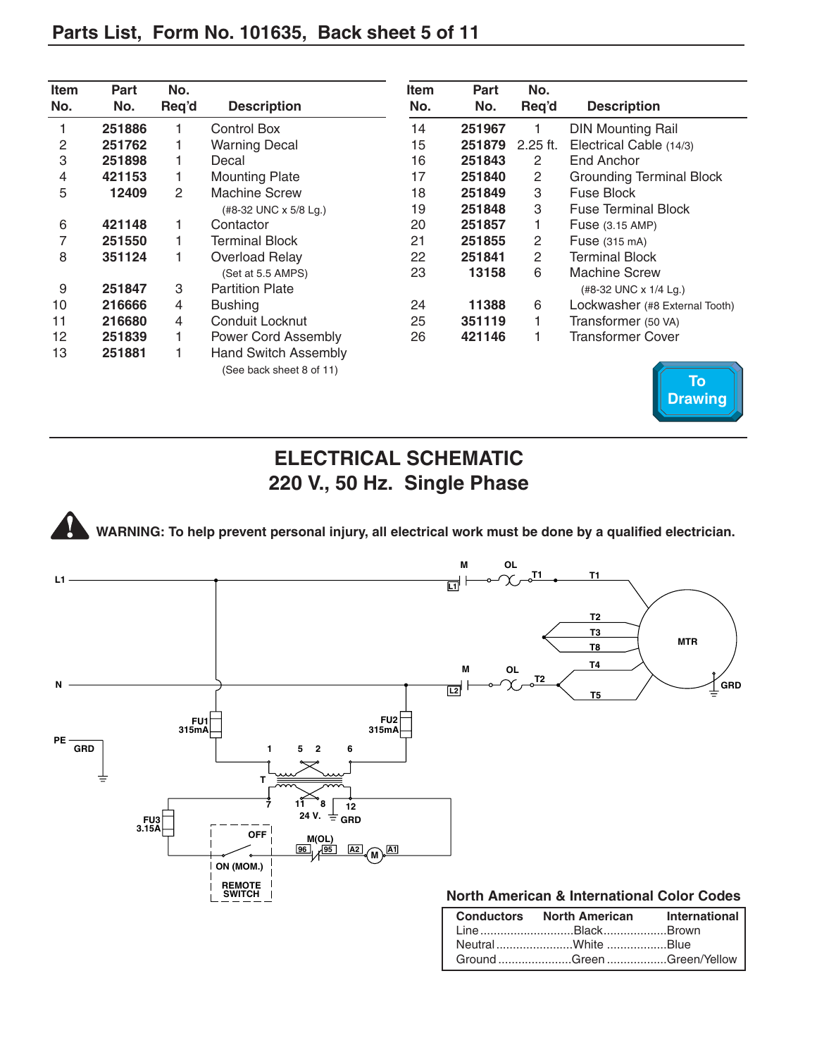## Parts List, Form No. 101635, Back sheet 5 of 11

| Item No. | Part No. | No. Req'd | Description |
|---|---|---|---|
| 1 | 251886 | 1 | Control Box |
| 2 | 251762 | 1 | Warning Decal |
| 3 | 251898 | 1 | Decal |
| 4 | 421153 | 1 | Mounting Plate |
| 5 | 12409 | 2 | Machine Screw (#8-32 UNC x 5/8 Lg.) |
| 6 | 421148 | 1 | Contactor |
| 7 | 251550 | 1 | Terminal Block |
| 8 | 351124 | 1 | Overload Relay (Set at 5.5 AMPS) |
| 9 | 251847 | 3 | Partition Plate |
| 10 | 216666 | 4 | Bushing |
| 11 | 216680 | 4 | Conduit Locknut |
| 12 | 251839 | 1 | Power Cord Assembly |
| 13 | 251881 | 1 | Hand Switch Assembly (See back sheet 8 of 11) |
| 14 | 251967 | 1 | DIN Mounting Rail |
| 15 | 251879 | 2.25 ft. | Electrical Cable (14/3) |
| 16 | 251843 | 2 | End Anchor |
| 17 | 251840 | 2 | Grounding Terminal Block |
| 18 | 251849 | 3 | Fuse Block |
| 19 | 251848 | 3 | Fuse Terminal Block |
| 20 | 251857 | 1 | Fuse (3.15 AMP) |
| 21 | 251855 | 2 | Fuse (315 mA) |
| 22 | 251841 | 2 | Terminal Block |
| 23 | 13158 | 6 | Machine Screw (#8-32 UNC x 1/4 Lg.) |
| 24 | 11388 | 6 | Lockwasher (#8 External Tooth) |
| 25 | 351119 | 1 | Transformer (50 VA) |
| 26 | 421146 | 1 | Transformer Cover |

To Drawing

## ELECTRICAL SCHEMATIC
## 220 V., 50 Hz. Single Phase

**WARNING: To help prevent personal injury, all electrical work must be done by a qualified electrician.**

L1, N, PE GRD, M, OL, T1, T2, T3, T8, T4, T5, MTR, GRD, FU1 315mA, FU2 315mA, 1, 5, 2, 6, T, 7, 11, 8, 12, 24 V., GRD, FU3 3.15A, OFF, ON (MOM.), REMOTE SWITCH, M(OL), 96, 95, A2, M, A1, L1, L2

### North American & International Color Codes

| Conductors | North American | International |
|---|---|---|
| Line | Black | Brown |
| Neutral | White | Blue |
| Ground | Green | Green/Yellow |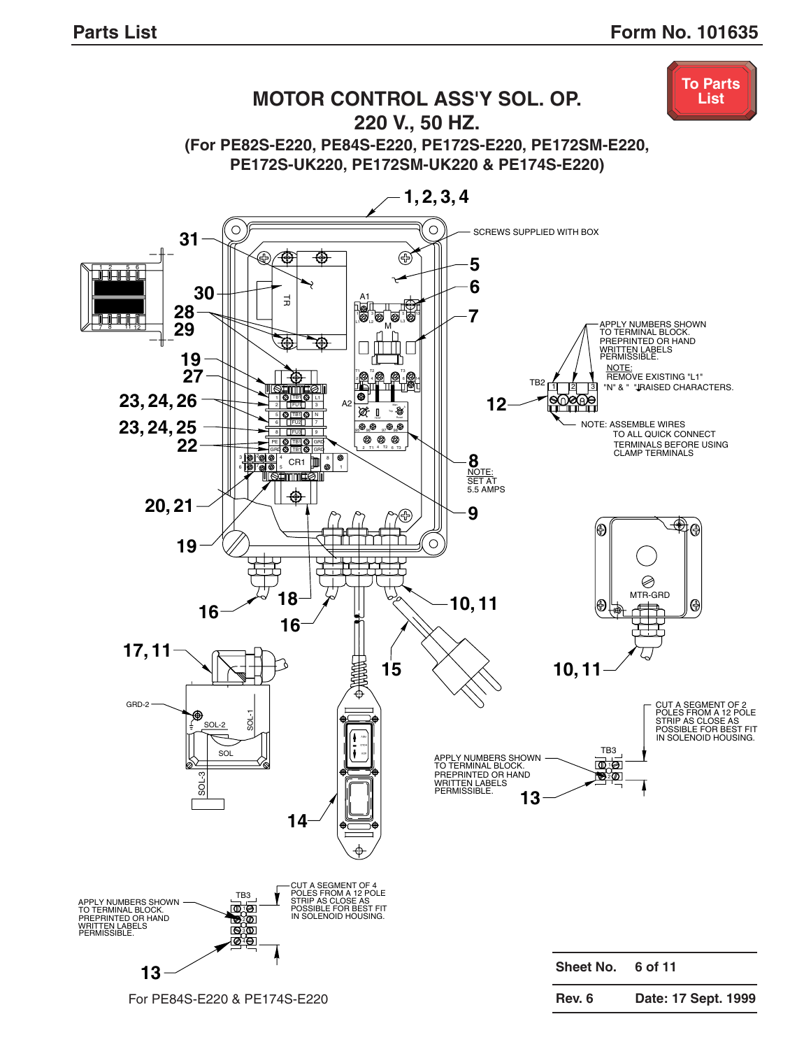# MOTOR CONTROL ASS'Y SOL. OP.
## 220 V., 50 HZ.
### (For PE82S-E220, PE84S-E220, PE172S-E220, PE172SM-E220, PE172S-UK220, PE172SM-UK220 & PE174S-E220)

To Parts List

1, 2, 3, 4

SCREWS SUPPLIED WITH BOX

31, 30, 28, 29, 19, 27, 23, 24, 26, 23, 24, 25, 22, 20, 21, 19, 5, 6, 7, 12, 8, 9, 18, 16, 16, 10, 11, 15, 17, 11, 14, 10, 11, 13, 13

APPLY NUMBERS SHOWN TO TERMINAL BLOCK. PREPRINTED OR HAND WRITTEN LABELS PERMISSIBLE.

NOTE: REMOVE EXISTING "L1" "N" & " " RAISED CHARACTERS.

NOTE: ASSEMBLE WIRES TO ALL QUICK CONNECT TERMINALS BEFORE USING CLAMP TERMINALS

NOTE: SET AT 5.5 AMPS

MTR-GRD

GRD-2, SOL-1, SOL-2, SOL, SOL-3

TB2, TB3, TR, A1, A2, M, CR1

CUT A SEGMENT OF 2 POLES FROM A 12 POLE STRIP AS CLOSE AS POSSIBLE FOR BEST FIT IN SOLENOID HOUSING.

APPLY NUMBERS SHOWN TO TERMINAL BLOCK. PREPRINTED OR HAND WRITTEN LABELS PERMISSIBLE.

CUT A SEGMENT OF 4 POLES FROM A 12 POLE STRIP AS CLOSE AS POSSIBLE FOR BEST FIT IN SOLENOID HOUSING.

APPLY NUMBERS SHOWN TO TERMINAL BLOCK. PREPRINTED OR HAND WRITTEN LABELS PERMISSIBLE.

For PE84S-E220 & PE174S-E220

| Sheet No. | 6 of 11 |
|---|---|
| Rev. 6 | Date: 17 Sept. 1999 |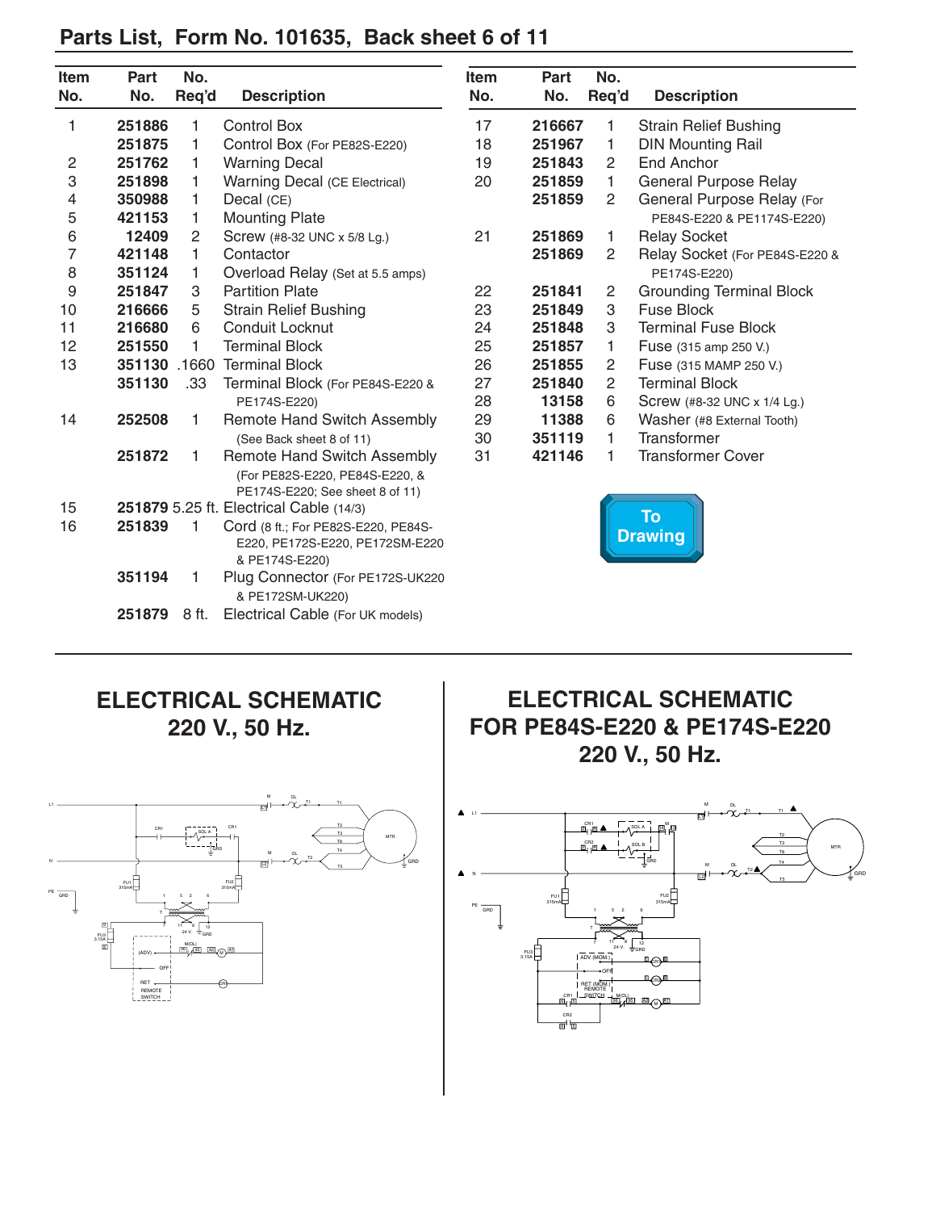# Parts List, Form No. 101635, Back sheet 6 of 11

| Item No. | Part No. | No. Req'd | Description |
|---|---|---|---|
| 1 | **251886** | 1 | Control Box |
| | **251875** | 1 | Control Box (For PE82S-E220) |
| 2 | **251762** | 1 | Warning Decal |
| 3 | **251898** | 1 | Warning Decal (CE Electrical) |
| 4 | **350988** | 1 | Decal (CE) |
| 5 | **421153** | 1 | Mounting Plate |
| 6 | **12409** | 2 | Screw (#8-32 UNC x 5/8 Lg.) |
| 7 | **421148** | 1 | Contactor |
| 8 | **351124** | 1 | Overload Relay (Set at 5.5 amps) |
| 9 | **251847** | 3 | Partition Plate |
| 10 | **216666** | 5 | Strain Relief Bushing |
| 11 | **216680** | 6 | Conduit Locknut |
| 12 | **251550** | 1 | Terminal Block |
| 13 | **351130** | .1660 | Terminal Block |
| | **351130** | .33 | Terminal Block (For PE84S-E220 & PE174S-E220) |
| 14 | **252508** | 1 | Remote Hand Switch Assembly (See Back sheet 8 of 11) |
| | **251872** | 1 | Remote Hand Switch Assembly (For PE82S-E220, PE84S-E220, & PE174S-E220; See sheet 8 of 11) |
| 15 | **251879** | 5.25 ft. | Electrical Cable (14/3) |
| 16 | **251839** | 1 | Cord (8 ft.; For PE82S-E220, PE84S-E220, PE172S-E220, PE172SM-E220 & PE174S-E220) |
| | **351194** | 1 | Plug Connector (For PE172S-UK220 & PE172SM-UK220) |
| | **251879** | 8 ft. | Electrical Cable (For UK models) |
| 17 | **216667** | 1 | Strain Relief Bushing |
| 18 | **251967** | 1 | DIN Mounting Rail |
| 19 | **251843** | 2 | End Anchor |
| 20 | **251859** | 1 | General Purpose Relay |
| | **251859** | 2 | General Purpose Relay (For PE84S-E220 & PE1174S-E220) |
| 21 | **251869** | 1 | Relay Socket |
| | **251869** | 2 | Relay Socket (For PE84S-E220 & PE174S-E220) |
| 22 | **251841** | 2 | Grounding Terminal Block |
| 23 | **251849** | 3 | Fuse Block |
| 24 | **251848** | 3 | Terminal Fuse Block |
| 25 | **251857** | 1 | Fuse (315 amp 250 V.) |
| 26 | **251855** | 2 | Fuse (315 MAMP 250 V.) |
| 27 | **251840** | 2 | Terminal Block |
| 28 | **13158** | 6 | Screw (#8-32 UNC x 1/4 Lg.) |
| 29 | **11388** | 6 | Washer (#8 External Tooth) |
| 30 | **351119** | 1 | Transformer |
| 31 | **421146** | 1 | Transformer Cover |

To Drawing

## ELECTRICAL SCHEMATIC 220 V., 50 Hz.

## ELECTRICAL SCHEMATIC FOR PE84S-E220 & PE174S-E220 220 V., 50 Hz.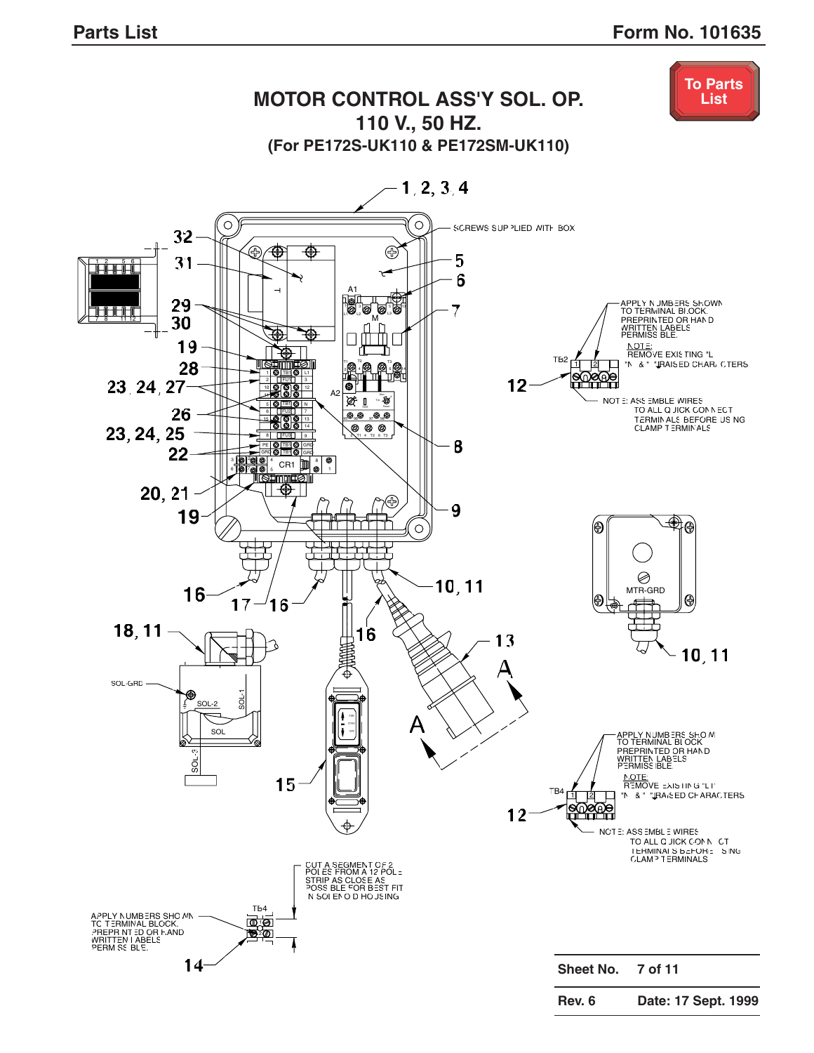# MOTOR CONTROL ASS'Y SOL. OP.
## 110 V., 50 HZ.
### (For PE172S-UK110 & PE172SM-UK110)

SCREWS SUPPLIED WITH BOX

APPLY NUMBERS SHOWN TO TERMINAL BLOCK. PREPRINTED OR HAND WRITTEN LABELS PERMISSIBLE.

NOTE: REMOVE EXISTING "L" "N" & "" RAISED CHARACTERS

NOTE: ASSEMBLE WIRES TO ALL QUICK CONNECT TERMINALS BEFORE USING CLAMP TERMINALS

APPLY NUMBERS SHOWN TO TERMINAL BLOCK. PREPRINTED OR HAND WRITTEN LABELS PERMISSIBLE.

NOTE: REMOVE EXISTING "L" "N" & "" RAISED CHARACTERS

NOTE: ASSEMBLE WIRES TO ALL QUICK CONNECT TERMINALS BEFORE USING CLAMP TERMINALS

CUT A SEGMENT OF 2 POLES FROM A 12 POLE STRIP AS CLOSE AS POSSIBLE FOR BEST FIT IN SOLENOID HOUSING

APPLY NUMBERS SHOWN TO TERMINAL BLOCK. PREPRINTED OR HAND WRITTEN LABELS PERMISSIBLE.

| Sheet No. | 7 of 11 |
|---|---|
| Rev. 6 | Date: 17 Sept. 1999 |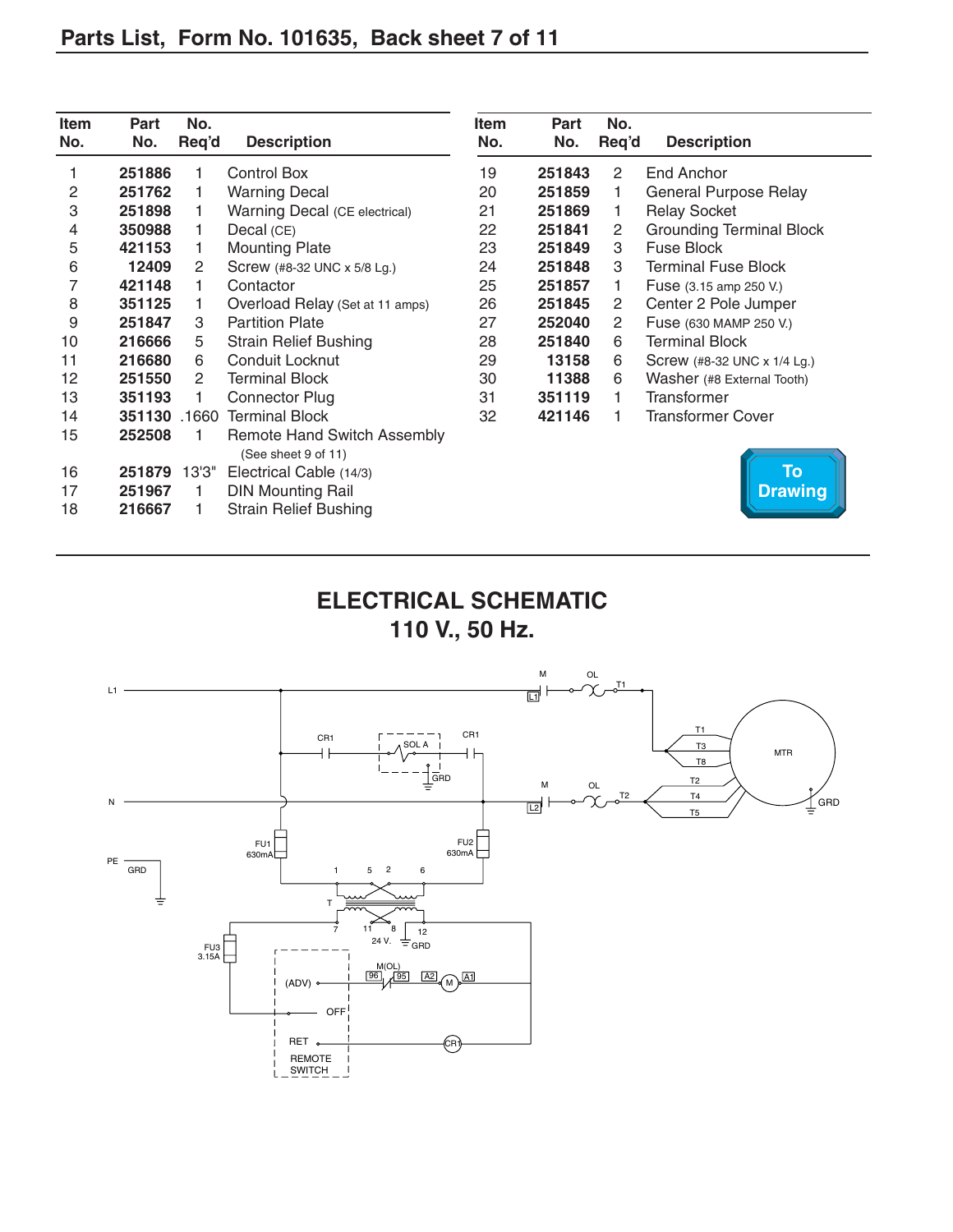## Parts List, Form No. 101635, Back sheet 7 of 11

| Item No. | Part No. | No. Req'd | Description |
|---|---|---|---|
| 1 | **251886** | 1 | Control Box |
| 2 | **251762** | 1 | Warning Decal |
| 3 | **251898** | 1 | Warning Decal (CE electrical) |
| 4 | **350988** | 1 | Decal (CE) |
| 5 | **421153** | 1 | Mounting Plate |
| 6 | **12409** | 2 | Screw (#8-32 UNC x 5/8 Lg.) |
| 7 | **421148** | 1 | Contactor |
| 8 | **351125** | 1 | Overload Relay (Set at 11 amps) |
| 9 | **251847** | 3 | Partition Plate |
| 10 | **216666** | 5 | Strain Relief Bushing |
| 11 | **216680** | 6 | Conduit Locknut |
| 12 | **251550** | 2 | Terminal Block |
| 13 | **351193** | 1 | Connector Plug |
| 14 | **351130** | .1660 | Terminal Block |
| 15 | **252508** | 1 | Remote Hand Switch Assembly (See sheet 9 of 11) |
| 16 | **251879** | 13'3" | Electrical Cable (14/3) |
| 17 | **251967** | 1 | DIN Mounting Rail |
| 18 | **216667** | 1 | Strain Relief Bushing |
| 19 | **251843** | 2 | End Anchor |
| 20 | **251859** | 1 | General Purpose Relay |
| 21 | **251869** | 1 | Relay Socket |
| 22 | **251841** | 2 | Grounding Terminal Block |
| 23 | **251849** | 3 | Fuse Block |
| 24 | **251848** | 3 | Terminal Fuse Block |
| 25 | **251857** | 1 | Fuse (3.15 amp 250 V.) |
| 26 | **251845** | 2 | Center 2 Pole Jumper |
| 27 | **252040** | 2 | Fuse (630 MAMP 250 V.) |
| 28 | **251840** | 6 | Terminal Block |
| 29 | **13158** | 6 | Screw (#8-32 UNC x 1/4 Lg.) |
| 30 | **11388** | 6 | Washer (#8 External Tooth) |
| 31 | **351119** | 1 | Transformer |
| 32 | **421146** | 1 | Transformer Cover |

To Drawing

## ELECTRICAL SCHEMATIC
## 110 V., 50 Hz.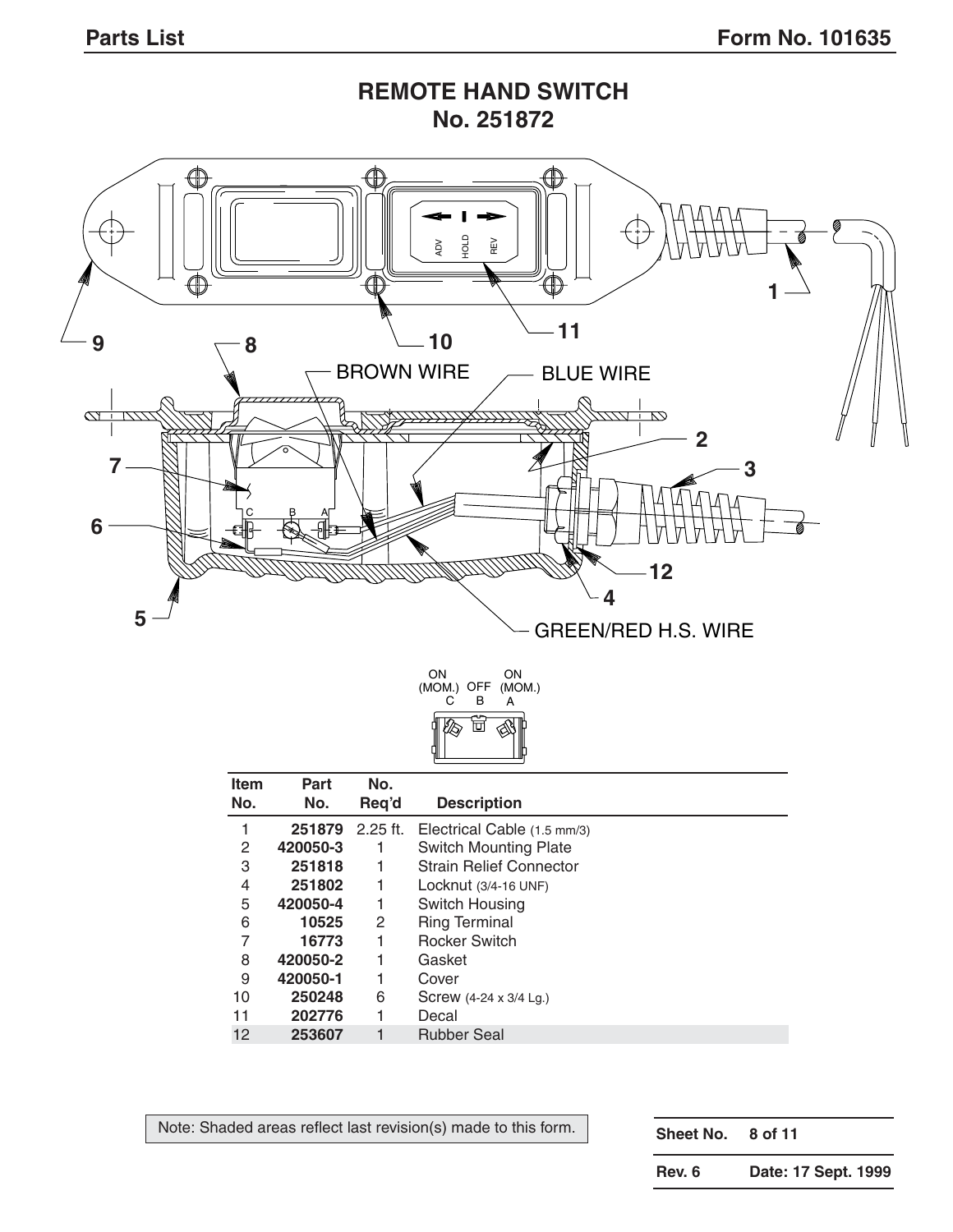# REMOTE HAND SWITCH
## No. 251872

| Item No. | Part No. | No. Req'd | Description |
|---|---|---|---|
| 1 | **251879** | 2.25 ft. | Electrical Cable (1.5 mm/3) |
| 2 | **420050-3** | 1 | Switch Mounting Plate |
| 3 | **251818** | 1 | Strain Relief Connector |
| 4 | **251802** | 1 | Locknut (3/4-16 UNF) |
| 5 | **420050-4** | 1 | Switch Housing |
| 6 | **10525** | 2 | Ring Terminal |
| 7 | **16773** | 1 | Rocker Switch |
| 8 | **420050-2** | 1 | Gasket |
| 9 | **420050-1** | 1 | Cover |
| 10 | **250248** | 6 | Screw (4-24 x 3/4 Lg.) |
| 11 | **202776** | 1 | Decal |
| 12 | **253607** | 1 | Rubber Seal |

Note: Shaded areas reflect last revision(s) made to this form.

| | |
|---|---|
| **Sheet No.** | **8 of 11** |
| **Rev. 6** | **Date: 17 Sept. 1999** |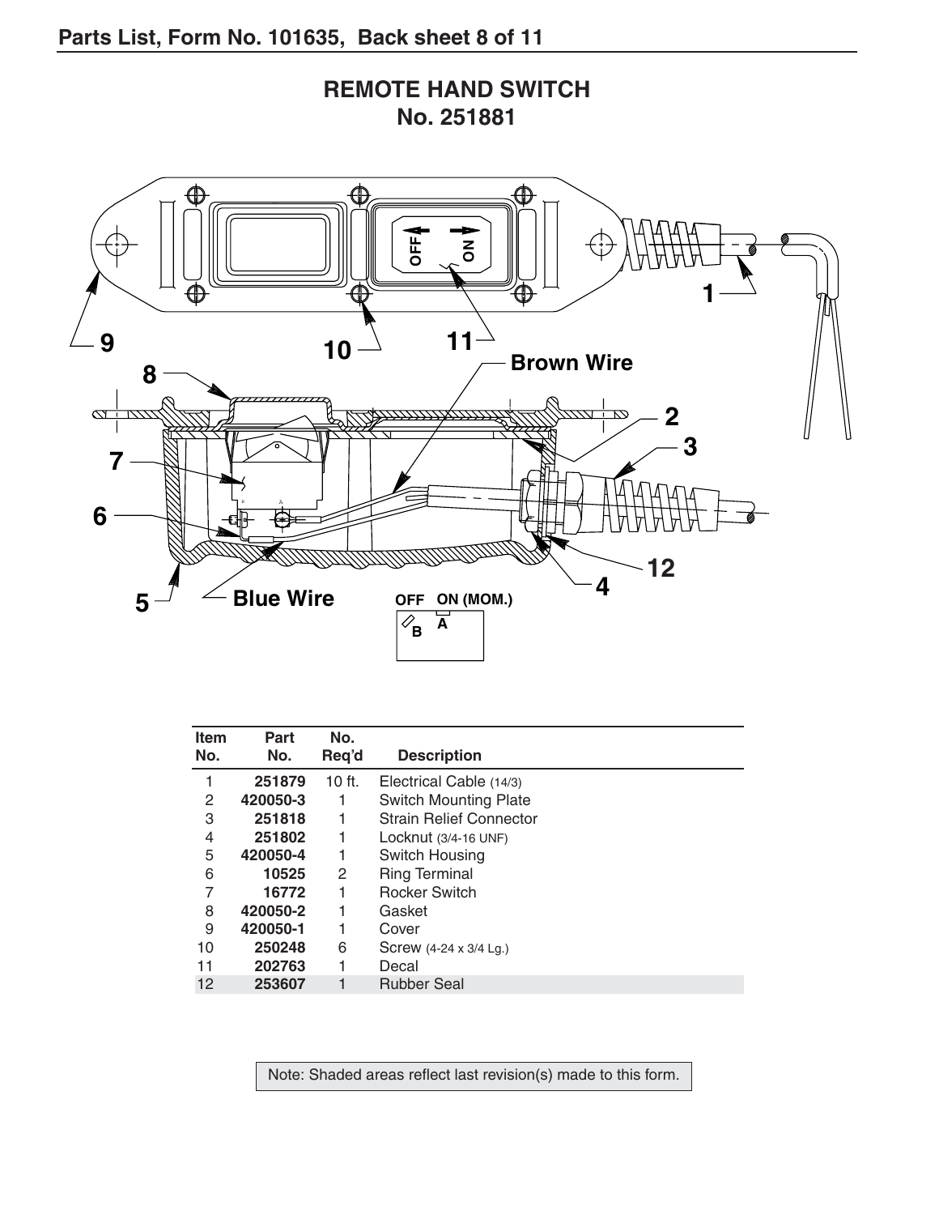## REMOTE HAND SWITCH
## No. 251881

| Item No. | Part No. | No. Req'd | Description |
|---|---|---|---|
| 1 | **251879** | 10 ft. | Electrical Cable (14/3) |
| 2 | **420050-3** | 1 | Switch Mounting Plate |
| 3 | **251818** | 1 | Strain Relief Connector |
| 4 | **251802** | 1 | Locknut (3/4-16 UNF) |
| 5 | **420050-4** | 1 | Switch Housing |
| 6 | **10525** | 2 | Ring Terminal |
| 7 | **16772** | 1 | Rocker Switch |
| 8 | **420050-2** | 1 | Gasket |
| 9 | **420050-1** | 1 | Cover |
| 10 | **250248** | 6 | Screw (4-24 x 3/4 Lg.) |
| 11 | **202763** | 1 | Decal |
| 12 | **253607** | 1 | Rubber Seal |

Note: Shaded areas reflect last revision(s) made to this form.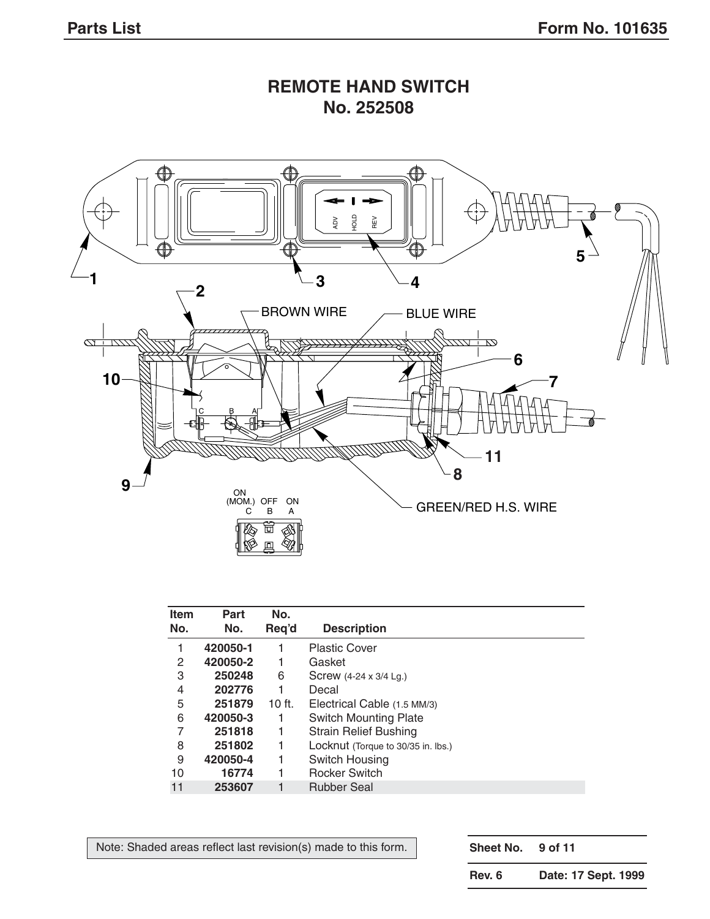# REMOTE HAND SWITCH
# No. 252508

| Item No. | Part No. | No. Req'd | Description |
|---|---|---|---|
| 1 | **420050-1** | 1 | Plastic Cover |
| 2 | **420050-2** | 1 | Gasket |
| 3 | **250248** | 6 | Screw (4-24 x 3/4 Lg.) |
| 4 | **202776** | 1 | Decal |
| 5 | **251879** | 10 ft. | Electrical Cable (1.5 MM/3) |
| 6 | **420050-3** | 1 | Switch Mounting Plate |
| 7 | **251818** | 1 | Strain Relief Bushing |
| 8 | **251802** | 1 | Locknut (Torque to 30/35 in. lbs.) |
| 9 | **420050-4** | 1 | Switch Housing |
| 10 | **16774** | 1 | Rocker Switch |
| 11 | **253607** | 1 | Rubber Seal |

Note: Shaded areas reflect last revision(s) made to this form.

**Rev. 6** **Date: 17 Sept. 1999**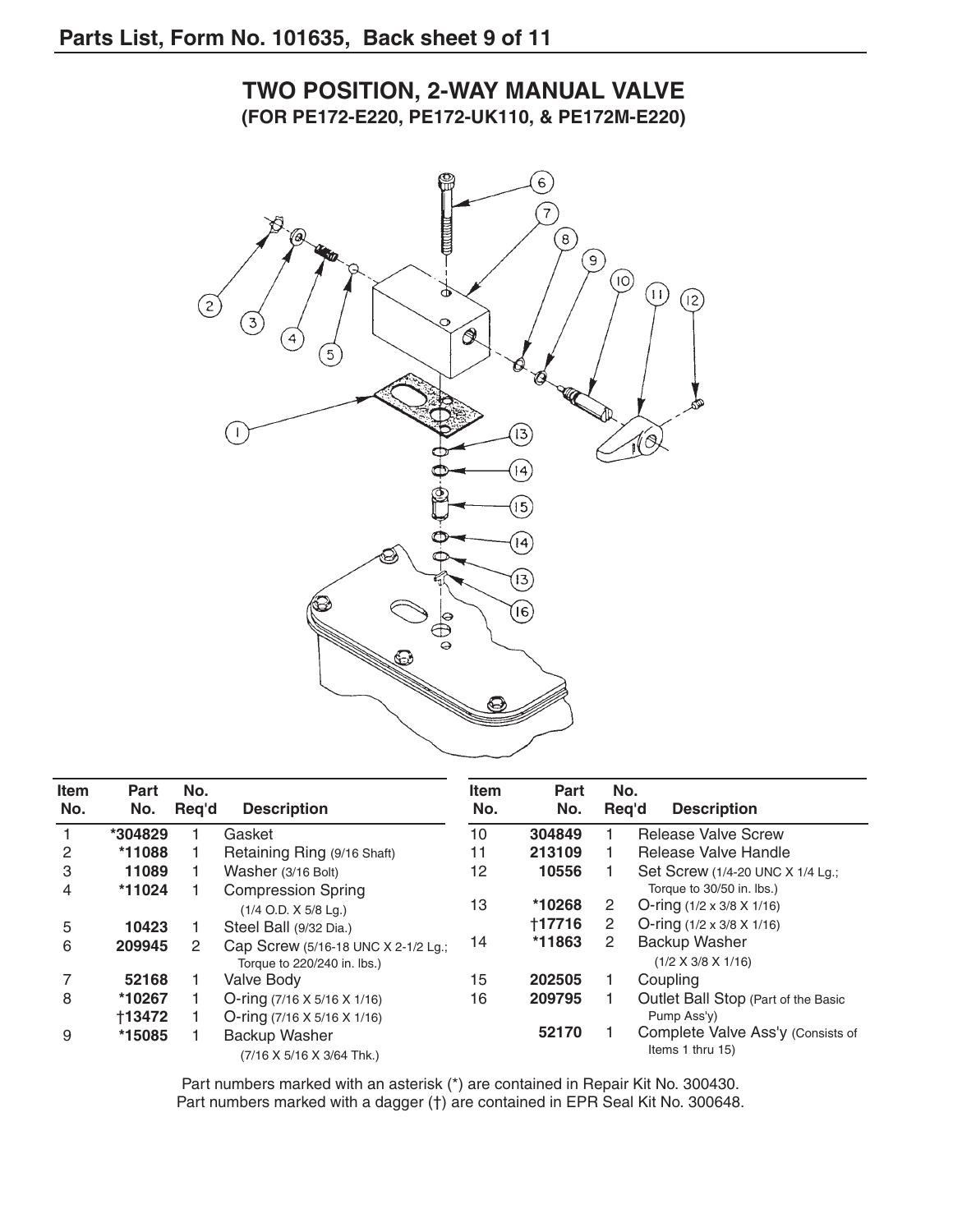Parts List, Form No. 101635, Back sheet 9 of 11

# TWO POSITION, 2-WAY MANUAL VALVE
## (FOR PE172-E220, PE172-UK110, & PE172M-E220)

| Item No. | Part No. | No. Req'd | Description |
|---|---|---|---|
| 1 | *304829 | 1 | Gasket |
| 2 | *11088 | 1 | Retaining Ring (9/16 Shaft) |
| 3 | 11089 | 1 | Washer (3/16 Bolt) |
| 4 | *11024 | 1 | Compression Spring (1/4 O.D. X 5/8 Lg.) |
| 5 | 10423 | 1 | Steel Ball (9/32 Dia.) |
| 6 | 209945 | 2 | Cap Screw (5/16-18 UNC X 2-1/2 Lg.; Torque to 220/240 in. lbs.) |
| 7 | 52168 | 1 | Valve Body |
| 8 | *10267 | 1 | O-ring (7/16 X 5/16 X 1/16) |
|  | †13472 | 1 | O-ring (7/16 X 5/16 X 1/16) |
| 9 | *15085 | 1 | Backup Washer (7/16 X 5/16 X 3/64 Thk.) |
| 10 | 304849 | 1 | Release Valve Screw |
| 11 | 213109 | 1 | Release Valve Handle |
| 12 | 10556 | 1 | Set Screw (1/4-20 UNC X 1/4 Lg.; Torque to 30/50 in. lbs.) |
| 13 | *10268 | 2 | O-ring (1/2 x 3/8 X 1/16) |
|  | †17716 | 2 | O-ring (1/2 x 3/8 X 1/16) |
| 14 | *11863 | 2 | Backup Washer (1/2 X 3/8 X 1/16) |
| 15 | 202505 | 1 | Coupling |
| 16 | 209795 | 1 | Outlet Ball Stop (Part of the Basic Pump Ass'y) |
|  | 52170 | 1 | Complete Valve Ass'y (Consists of Items 1 thru 15) |

Part numbers marked with an asterisk (*) are contained in Repair Kit No. 300430.
Part numbers marked with a dagger (†) are contained in EPR Seal Kit No. 300648.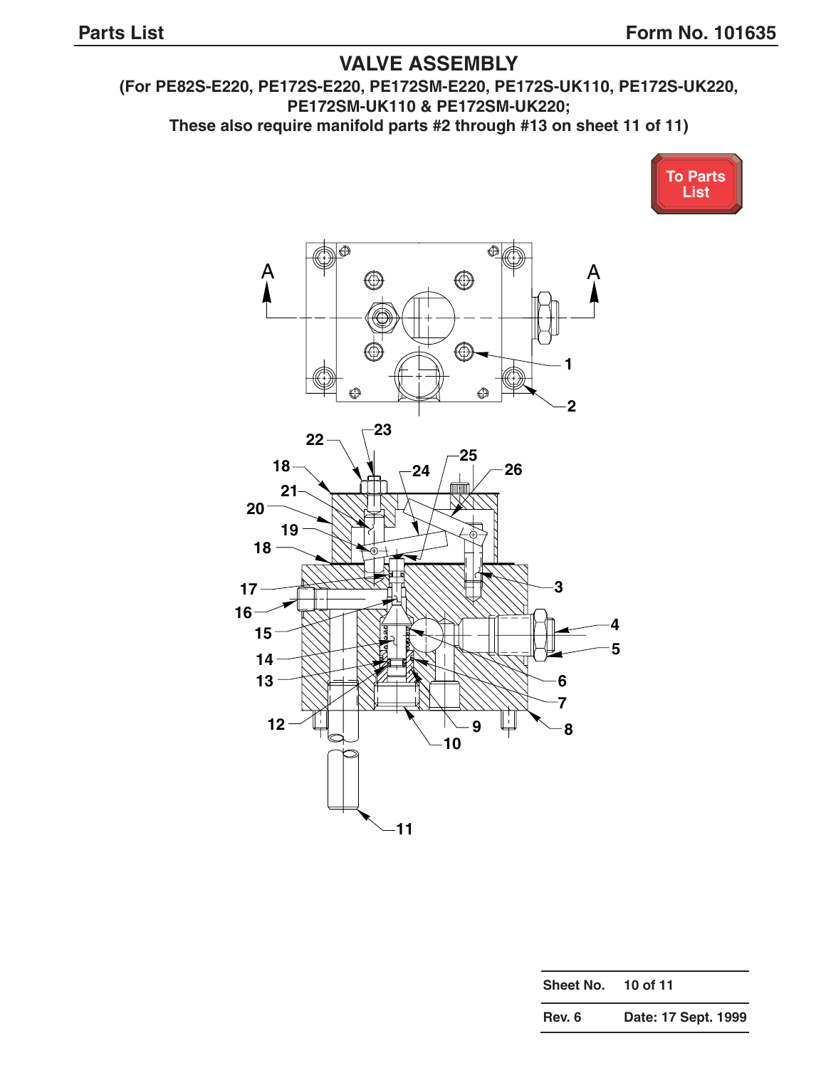# VALVE ASSEMBLY

**(For PE82S-E220, PE172S-E220, PE172SM-E220, PE172S-UK110, PE172S-UK220, PE172SM-UK110 & PE172SM-UK220; These also require manifold parts #2 through #13 on sheet 11 of 11)**

To Parts List

A A

1 2 3 4 5 6 7 8 9 10 11 12 13 14 15 16 17 18 19 20 21 22 23 24 25 26

| Sheet No. | 10 of 11 |
|---|---|
| Rev. 6 | Date: 17 Sept. 1999 |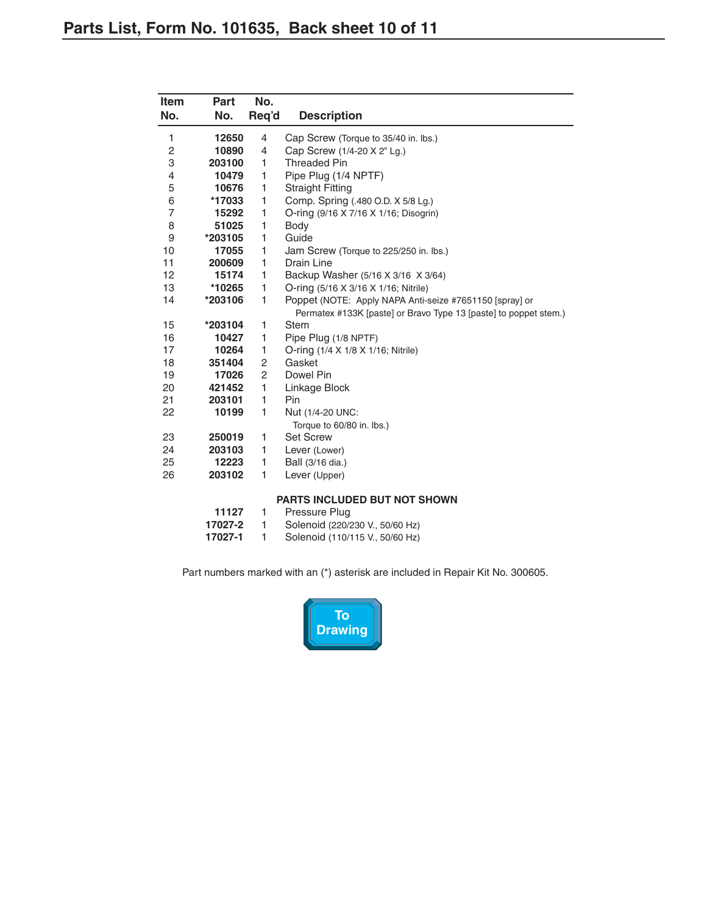# Parts List, Form No. 101635, Back sheet 10 of 11

| Item No. | Part No. | No. Req'd | Description |
|---|---|---|---|
| 1 | **12650** | 4 | Cap Screw (Torque to 35/40 in. lbs.) |
| 2 | **10890** | 4 | Cap Screw (1/4-20 X 2" Lg.) |
| 3 | **203100** | 1 | Threaded Pin |
| 4 | **10479** | 1 | Pipe Plug (1/4 NPTF) |
| 5 | **10676** | 1 | Straight Fitting |
| 6 | ***17033** | 1 | Comp. Spring (.480 O.D. X 5/8 Lg.) |
| 7 | **15292** | 1 | O-ring (9/16 X 7/16 X 1/16; Disogrin) |
| 8 | **51025** | 1 | Body |
| 9 | ***203105** | 1 | Guide |
| 10 | **17055** | 1 | Jam Screw (Torque to 225/250 in. lbs.) |
| 11 | **200609** | 1 | Drain Line |
| 12 | **15174** | 1 | Backup Washer (5/16 X 3/16 X 3/64) |
| 13 | ***10265** | 1 | O-ring (5/16 X 3/16 X 1/16; Nitrile) |
| 14 | ***203106** | 1 | Poppet (NOTE: Apply NAPA Anti-seize #7651150 [spray] or Permatex #133K [paste] or Bravo Type 13 [paste] to poppet stem.) |
| 15 | ***203104** | 1 | Stem |
| 16 | **10427** | 1 | Pipe Plug (1/8 NPTF) |
| 17 | **10264** | 1 | O-ring (1/4 X 1/8 X 1/16; Nitrile) |
| 18 | **351404** | 2 | Gasket |
| 19 | **17026** | 2 | Dowel Pin |
| 20 | **421452** | 1 | Linkage Block |
| 21 | **203101** | 1 | Pin |
| 22 | **10199** | 1 | Nut (1/4-20 UNC: Torque to 60/80 in. lbs.) |
| 23 | **250019** | 1 | Set Screw |
| 24 | **203103** | 1 | Lever (Lower) |
| 25 | **12223** | 1 | Ball (3/16 dia.) |
| 26 | **203102** | 1 | Lever (Upper) |
| | | | **PARTS INCLUDED BUT NOT SHOWN** |
| | **11127** | 1 | Pressure Plug |
| | **17027-2** | 1 | Solenoid (220/230 V., 50/60 Hz) |
| | **17027-1** | 1 | Solenoid (110/115 V., 50/60 Hz) |

Part numbers marked with an (*) asterisk are included in Repair Kit No. 300605.

To Drawing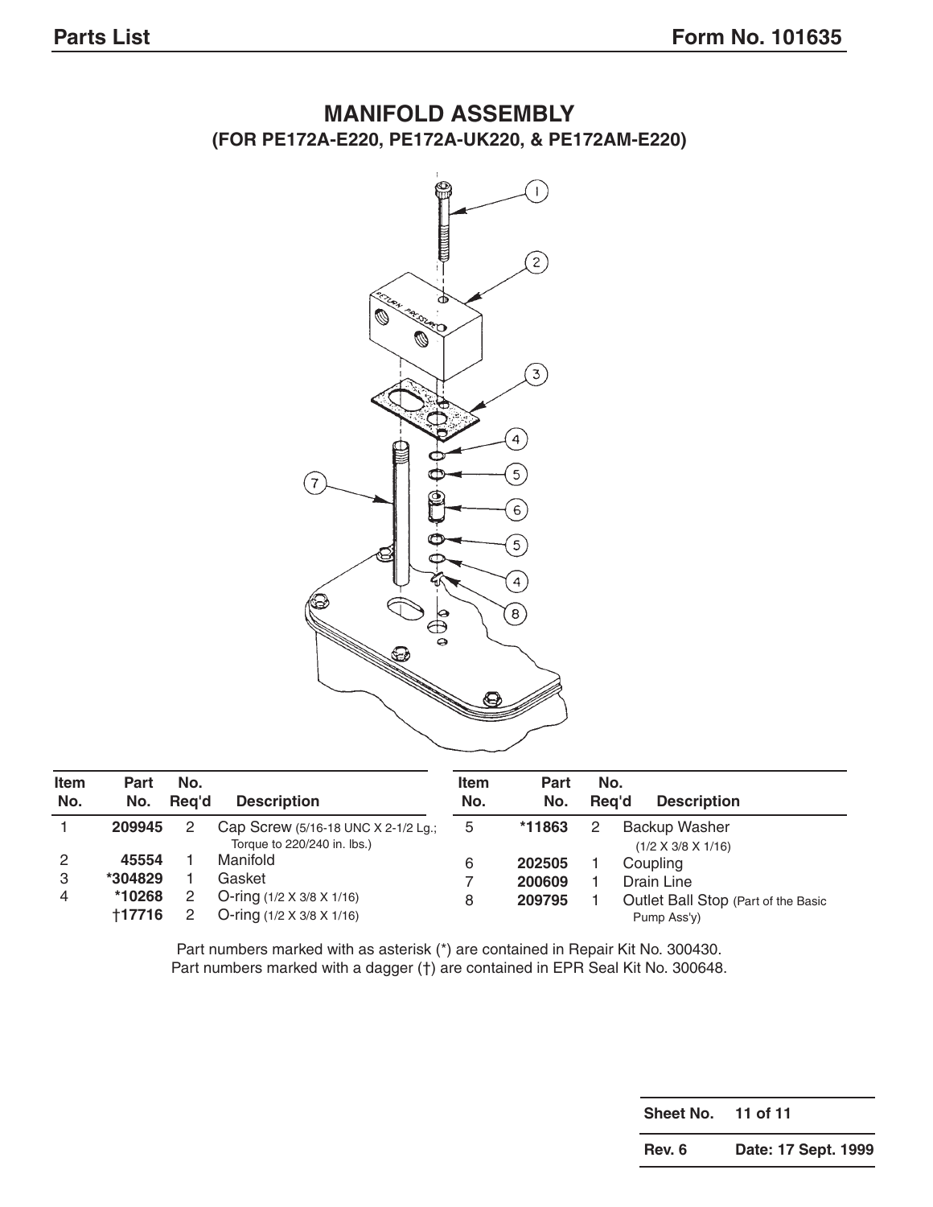## MANIFOLD ASSEMBLY
### (FOR PE172A-E220, PE172A-UK220, & PE172AM-E220)

| Item No. | Part No. | No. Req'd | Description |
|---|---|---|---|
| 1 | 209945 | 2 | Cap Screw (5/16-18 UNC X 2-1/2 Lg.; Torque to 220/240 in. lbs.) |
| 2 | 45554 | 1 | Manifold |
| 3 | *304829 | 1 | Gasket |
| 4 | *10268 | 2 | O-ring (1/2 X 3/8 X 1/16) |
|  | †17716 | 2 | O-ring (1/2 X 3/8 X 1/16) |
| 5 | *11863 | 2 | Backup Washer (1/2 X 3/8 X 1/16) |
| 6 | 202505 | 1 | Coupling |
| 7 | 200609 | 1 | Drain Line |
| 8 | 209795 | 1 | Outlet Ball Stop (Part of the Basic Pump Ass'y) |

Part numbers marked with as asterisk (*) are contained in Repair Kit No. 300430.
Part numbers marked with a dagger (†) are contained in EPR Seal Kit No. 300648.

| Sheet No. | 11 of 11 |
|---|---|
| Rev. 6 | Date: 17 Sept. 1999 |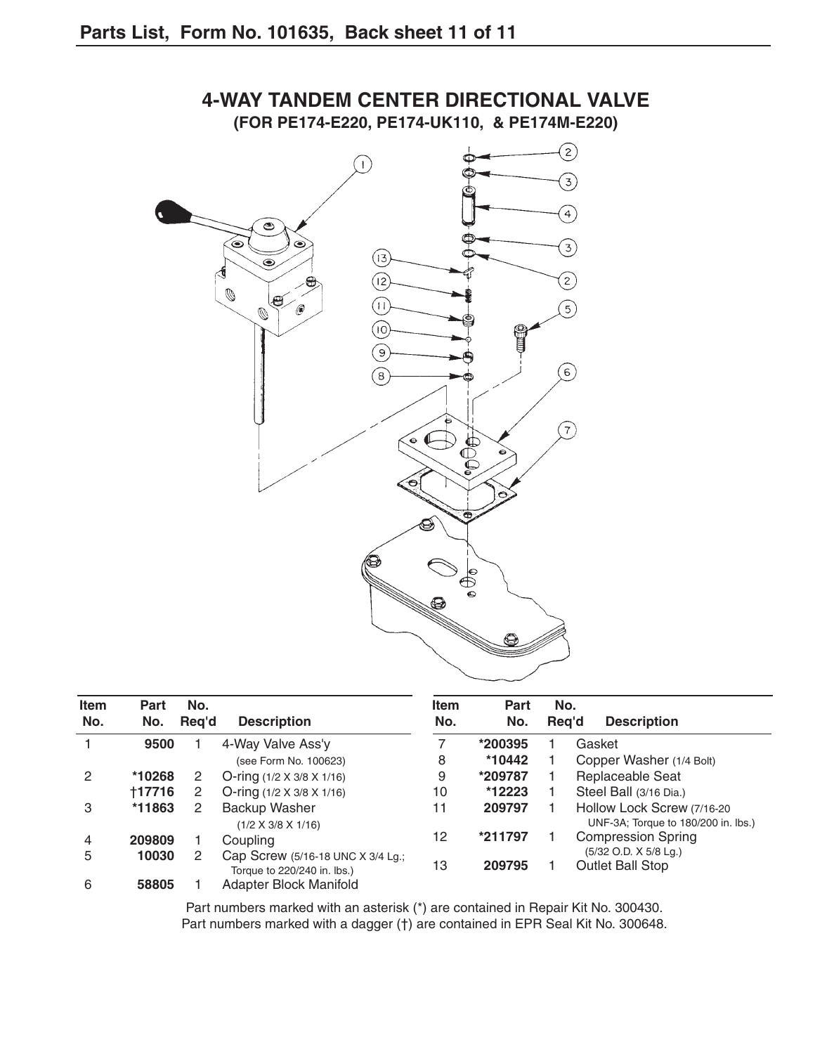# Parts List, Form No. 101635, Back sheet 11 of 11

## 4-WAY TANDEM CENTER DIRECTIONAL VALVE
### (FOR PE174-E220, PE174-UK110, & PE174M-E220)

| Item No. | Part No. | No. Req'd | Description |
|---|---|---|---|
| 1 | 9500 | 1 | 4-Way Valve Ass'y (see Form No. 100623) |
| 2 | *10268 | 2 | O-ring (1/2 X 3/8 X 1/16) |
| | †17716 | 2 | O-ring (1/2 X 3/8 X 1/16) |
| 3 | *11863 | 2 | Backup Washer (1/2 X 3/8 X 1/16) |
| 4 | 209809 | 1 | Coupling |
| 5 | 10030 | 2 | Cap Screw (5/16-18 UNC X 3/4 Lg.; Torque to 220/240 in. lbs.) |
| 6 | 58805 | 1 | Adapter Block Manifold |
| 7 | *200395 | 1 | Gasket |
| 8 | *10442 | 1 | Copper Washer (1/4 Bolt) |
| 9 | *209787 | 1 | Replaceable Seat |
| 10 | *12223 | 1 | Steel Ball (3/16 Dia.) |
| 11 | 209797 | 1 | Hollow Lock Screw (7/16-20 UNF-3A; Torque to 180/200 in. lbs.) |
| 12 | *211797 | 1 | Compression Spring (5/32 O.D. X 5/8 Lg.) |
| 13 | 209795 | 1 | Outlet Ball Stop |

Part numbers marked with an asterisk (*) are contained in Repair Kit No. 300430.
Part numbers marked with a dagger (†) are contained in EPR Seal Kit No. 300648.